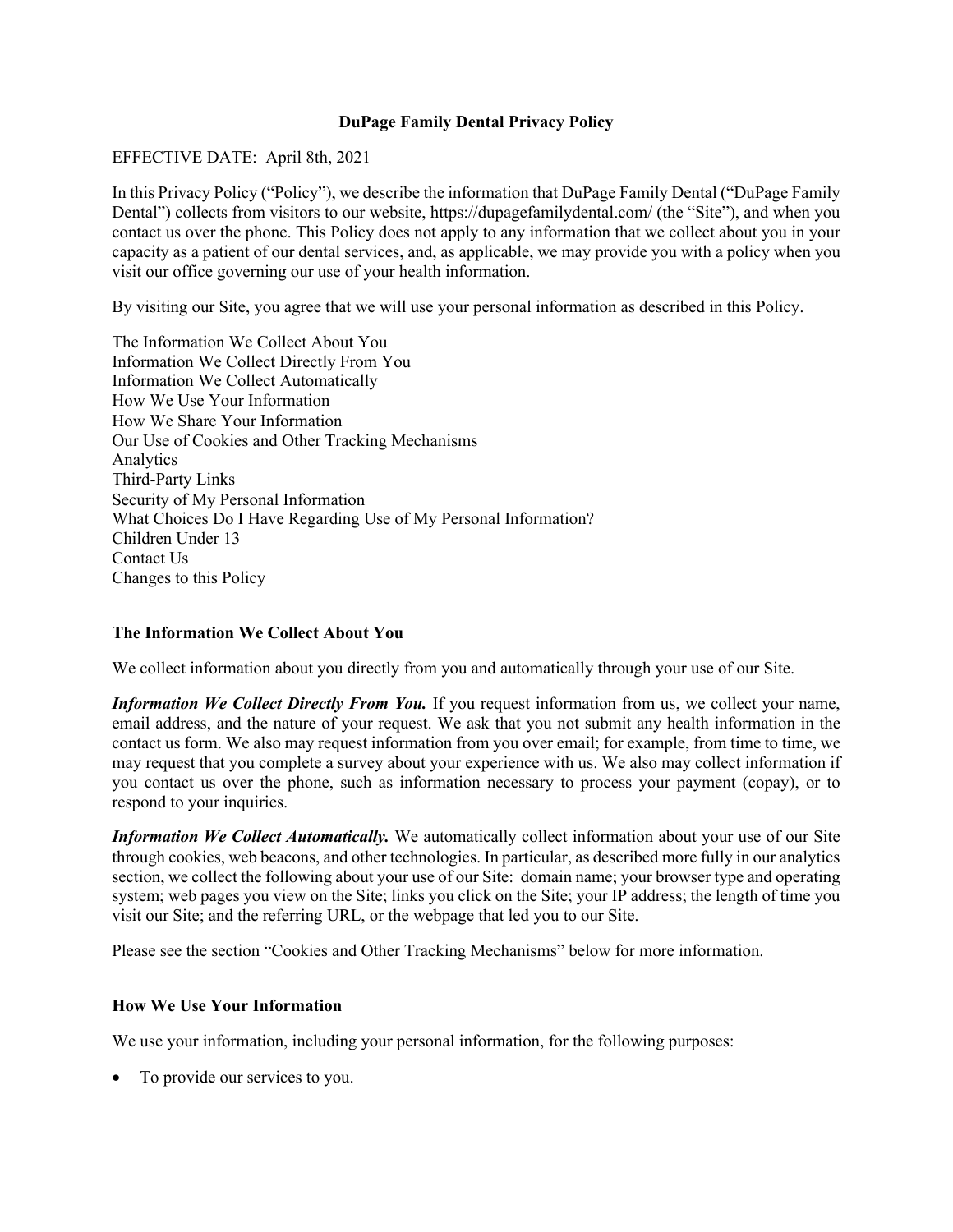# DuPage Family Dental Privacy Policy

EFFECTIVE DATE: April 8th, 2021

In this Privacy Policy ("Policy"), we describe the information that DuPage Family Dental ("DuPage Family Dental") collects from visitors to our website, https://dupagefamilydental.com/ (the "Site"), and when you contact us over the phone. This Policy does not apply to any information that we collect about you in your capacity as a patient of our dental services, and, as applicable, we may provide you with a policy when you visit our office governing our use of your health information.

By visiting our Site, you agree that we will use your personal information as described in this Policy.

The Information We Collect About You
Information We Collect Directly From You
Information We Collect Automatically
How We Use Your Information
How We Share Your Information
Our Use of Cookies and Other Tracking Mechanisms
Analytics
Third-Party Links
Security of My Personal Information
What Choices Do I Have Regarding Use of My Personal Information?
Children Under 13
Contact Us
Changes to this Policy

## The Information We Collect About You

We collect information about you directly from you and automatically through your use of our Site.

***Information We Collect Directly From You.*** If you request information from us, we collect your name, email address, and the nature of your request. We ask that you not submit any health information in the contact us form. We also may request information from you over email; for example, from time to time, we may request that you complete a survey about your experience with us. We also may collect information if you contact us over the phone, such as information necessary to process your payment (copay), or to respond to your inquiries.

***Information We Collect Automatically.*** We automatically collect information about your use of our Site through cookies, web beacons, and other technologies. In particular, as described more fully in our analytics section, we collect the following about your use of our Site: domain name; your browser type and operating system; web pages you view on the Site; links you click on the Site; your IP address; the length of time you visit our Site; and the referring URL, or the webpage that led you to our Site.

Please see the section "Cookies and Other Tracking Mechanisms" below for more information.

## How We Use Your Information

We use your information, including your personal information, for the following purposes:

- To provide our services to you.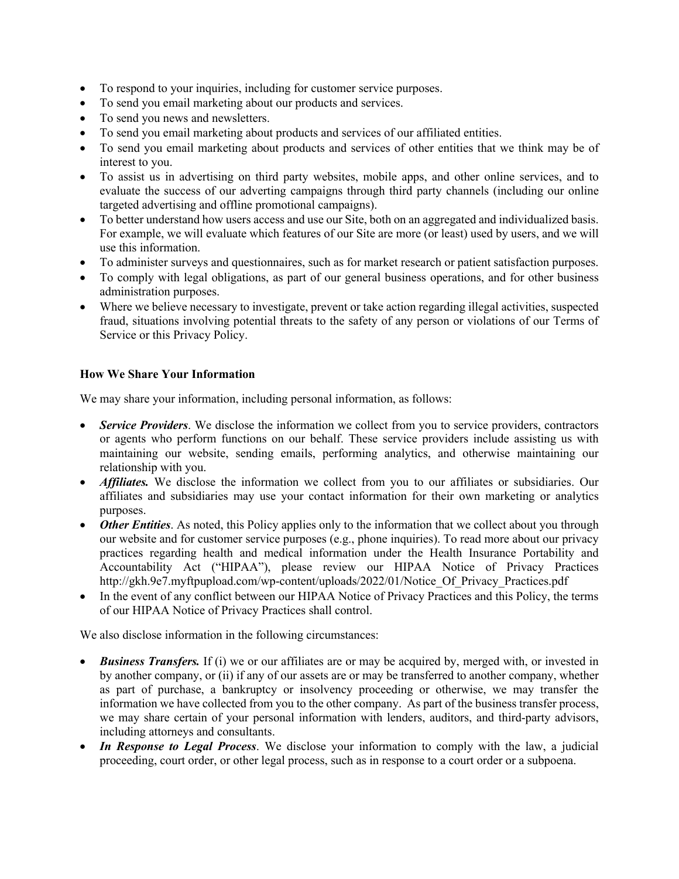- To respond to your inquiries, including for customer service purposes.
- To send you email marketing about our products and services.
- To send you news and newsletters.
- To send you email marketing about products and services of our affiliated entities.
- To send you email marketing about products and services of other entities that we think may be of interest to you.
- To assist us in advertising on third party websites, mobile apps, and other online services, and to evaluate the success of our adverting campaigns through third party channels (including our online targeted advertising and offline promotional campaigns).
- To better understand how users access and use our Site, both on an aggregated and individualized basis. For example, we will evaluate which features of our Site are more (or least) used by users, and we will use this information.
- To administer surveys and questionnaires, such as for market research or patient satisfaction purposes.
- To comply with legal obligations, as part of our general business operations, and for other business administration purposes.
- Where we believe necessary to investigate, prevent or take action regarding illegal activities, suspected fraud, situations involving potential threats to the safety of any person or violations of our Terms of Service or this Privacy Policy.

**How We Share Your Information**

We may share your information, including personal information, as follows:

- ***Service Providers***. We disclose the information we collect from you to service providers, contractors or agents who perform functions on our behalf. These service providers include assisting us with maintaining our website, sending emails, performing analytics, and otherwise maintaining our relationship with you.
- ***Affiliates.*** We disclose the information we collect from you to our affiliates or subsidiaries. Our affiliates and subsidiaries may use your contact information for their own marketing or analytics purposes.
- ***Other Entities***. As noted, this Policy applies only to the information that we collect about you through our website and for customer service purposes (e.g., phone inquiries). To read more about our privacy practices regarding health and medical information under the Health Insurance Portability and Accountability Act ("HIPAA"), please review our HIPAA Notice of Privacy Practices http://gkh.9e7.myftpupload.com/wp-content/uploads/2022/01/Notice_Of_Privacy_Practices.pdf
- In the event of any conflict between our HIPAA Notice of Privacy Practices and this Policy, the terms of our HIPAA Notice of Privacy Practices shall control.

We also disclose information in the following circumstances:

- ***Business Transfers.*** If (i) we or our affiliates are or may be acquired by, merged with, or invested in by another company, or (ii) if any of our assets are or may be transferred to another company, whether as part of purchase, a bankruptcy or insolvency proceeding or otherwise, we may transfer the information we have collected from you to the other company. As part of the business transfer process, we may share certain of your personal information with lenders, auditors, and third-party advisors, including attorneys and consultants.
- ***In Response to Legal Process***. We disclose your information to comply with the law, a judicial proceeding, court order, or other legal process, such as in response to a court order or a subpoena.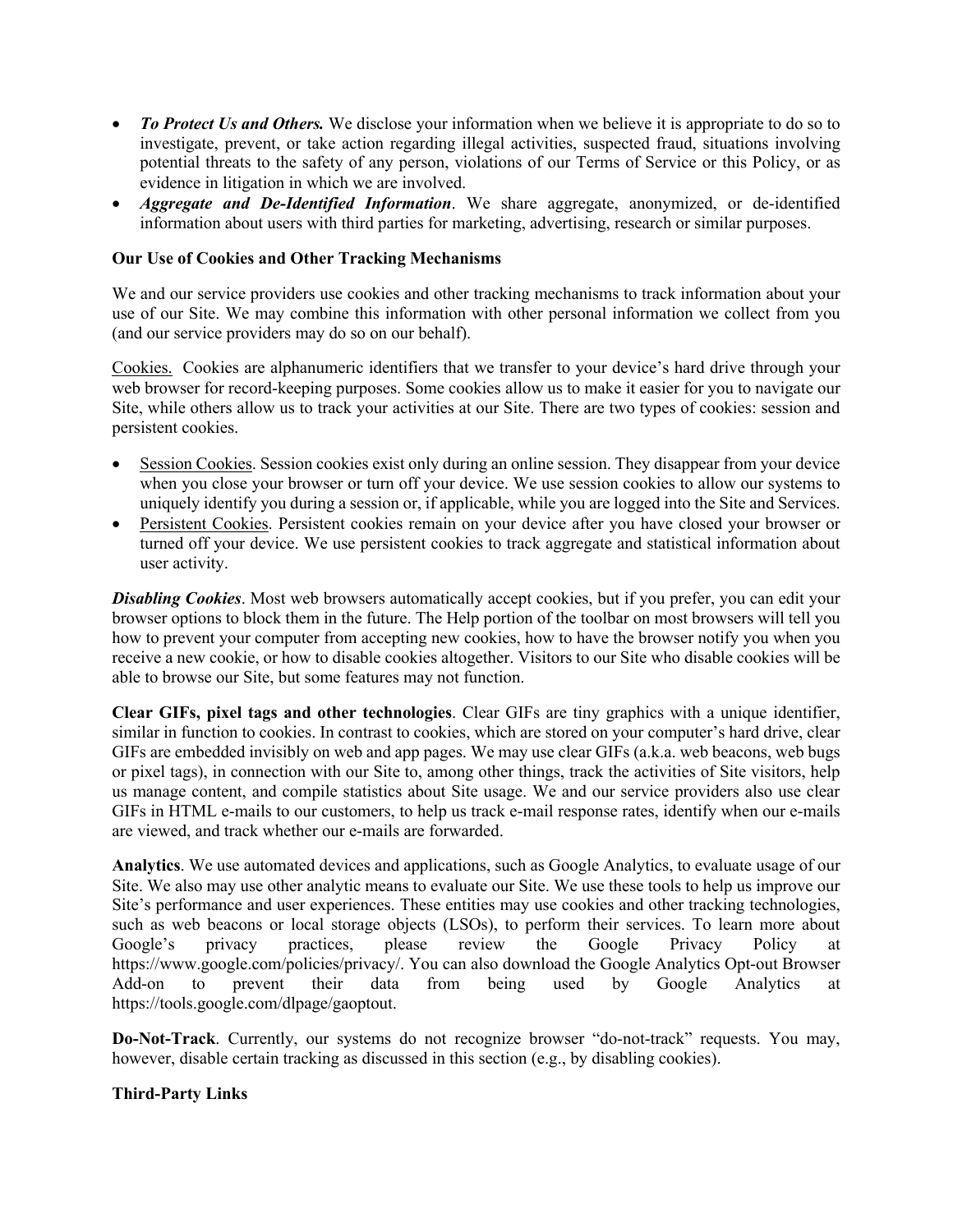- ***To Protect Us and Others.*** We disclose your information when we believe it is appropriate to do so to investigate, prevent, or take action regarding illegal activities, suspected fraud, situations involving potential threats to the safety of any person, violations of our Terms of Service or this Policy, or as evidence in litigation in which we are involved.
- ***Aggregate and De-Identified Information***. We share aggregate, anonymized, or de-identified information about users with third parties for marketing, advertising, research or similar purposes.

**Our Use of Cookies and Other Tracking Mechanisms**

We and our service providers use cookies and other tracking mechanisms to track information about your use of our Site. We may combine this information with other personal information we collect from you (and our service providers may do so on our behalf).

<u>Cookies.</u> Cookies are alphanumeric identifiers that we transfer to your device's hard drive through your web browser for record-keeping purposes. Some cookies allow us to make it easier for you to navigate our Site, while others allow us to track your activities at our Site. There are two types of cookies: session and persistent cookies.

- <u>Session Cookies</u>. Session cookies exist only during an online session. They disappear from your device when you close your browser or turn off your device. We use session cookies to allow our systems to uniquely identify you during a session or, if applicable, while you are logged into the Site and Services.
- <u>Persistent Cookies</u>. Persistent cookies remain on your device after you have closed your browser or turned off your device. We use persistent cookies to track aggregate and statistical information about user activity.

***Disabling Cookies***. Most web browsers automatically accept cookies, but if you prefer, you can edit your browser options to block them in the future. The Help portion of the toolbar on most browsers will tell you how to prevent your computer from accepting new cookies, how to have the browser notify you when you receive a new cookie, or how to disable cookies altogether. Visitors to our Site who disable cookies will be able to browse our Site, but some features may not function.

**Clear GIFs, pixel tags and other technologies**. Clear GIFs are tiny graphics with a unique identifier, similar in function to cookies. In contrast to cookies, which are stored on your computer's hard drive, clear GIFs are embedded invisibly on web and app pages. We may use clear GIFs (a.k.a. web beacons, web bugs or pixel tags), in connection with our Site to, among other things, track the activities of Site visitors, help us manage content, and compile statistics about Site usage. We and our service providers also use clear GIFs in HTML e-mails to our customers, to help us track e-mail response rates, identify when our e-mails are viewed, and track whether our e-mails are forwarded.

**Analytics**. We use automated devices and applications, such as Google Analytics, to evaluate usage of our Site. We also may use other analytic means to evaluate our Site. We use these tools to help us improve our Site's performance and user experiences. These entities may use cookies and other tracking technologies, such as web beacons or local storage objects (LSOs), to perform their services. To learn more about Google's privacy practices, please review the Google Privacy Policy at https://www.google.com/policies/privacy/. You can also download the Google Analytics Opt-out Browser Add-on to prevent their data from being used by Google Analytics at https://tools.google.com/dlpage/gaoptout.

**Do-Not-Track**. Currently, our systems do not recognize browser "do-not-track" requests. You may, however, disable certain tracking as discussed in this section (e.g., by disabling cookies).

**Third-Party Links**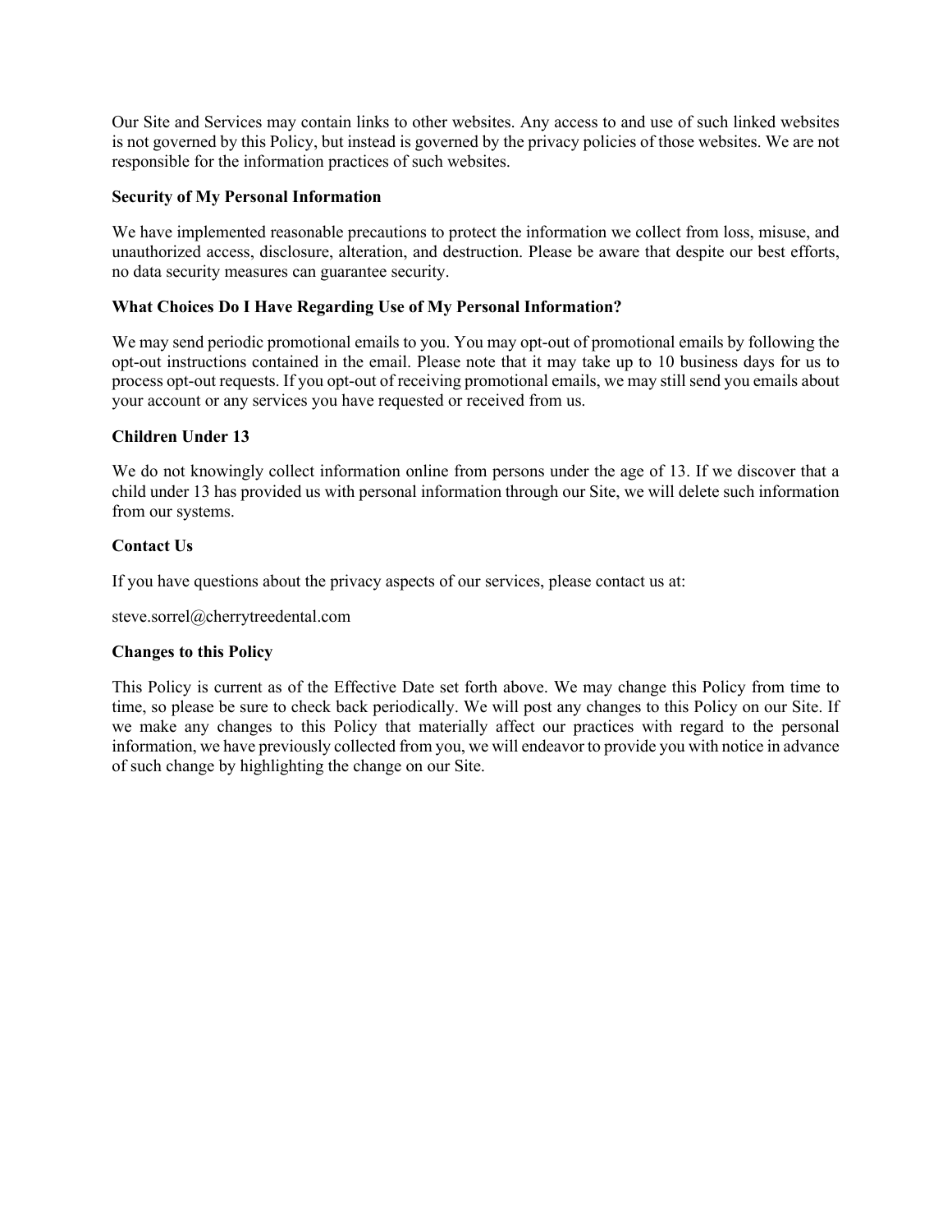Our Site and Services may contain links to other websites. Any access to and use of such linked websites is not governed by this Policy, but instead is governed by the privacy policies of those websites. We are not responsible for the information practices of such websites.

**Security of My Personal Information**

We have implemented reasonable precautions to protect the information we collect from loss, misuse, and unauthorized access, disclosure, alteration, and destruction. Please be aware that despite our best efforts, no data security measures can guarantee security.

**What Choices Do I Have Regarding Use of My Personal Information?**

We may send periodic promotional emails to you. You may opt-out of promotional emails by following the opt-out instructions contained in the email. Please note that it may take up to 10 business days for us to process opt-out requests. If you opt-out of receiving promotional emails, we may still send you emails about your account or any services you have requested or received from us.

**Children Under 13**

We do not knowingly collect information online from persons under the age of 13. If we discover that a child under 13 has provided us with personal information through our Site, we will delete such information from our systems.

**Contact Us**

If you have questions about the privacy aspects of our services, please contact us at:

steve.sorrel@cherrytreedental.com

**Changes to this Policy**

This Policy is current as of the Effective Date set forth above. We may change this Policy from time to time, so please be sure to check back periodically. We will post any changes to this Policy on our Site. If we make any changes to this Policy that materially affect our practices with regard to the personal information, we have previously collected from you, we will endeavor to provide you with notice in advance of such change by highlighting the change on our Site.